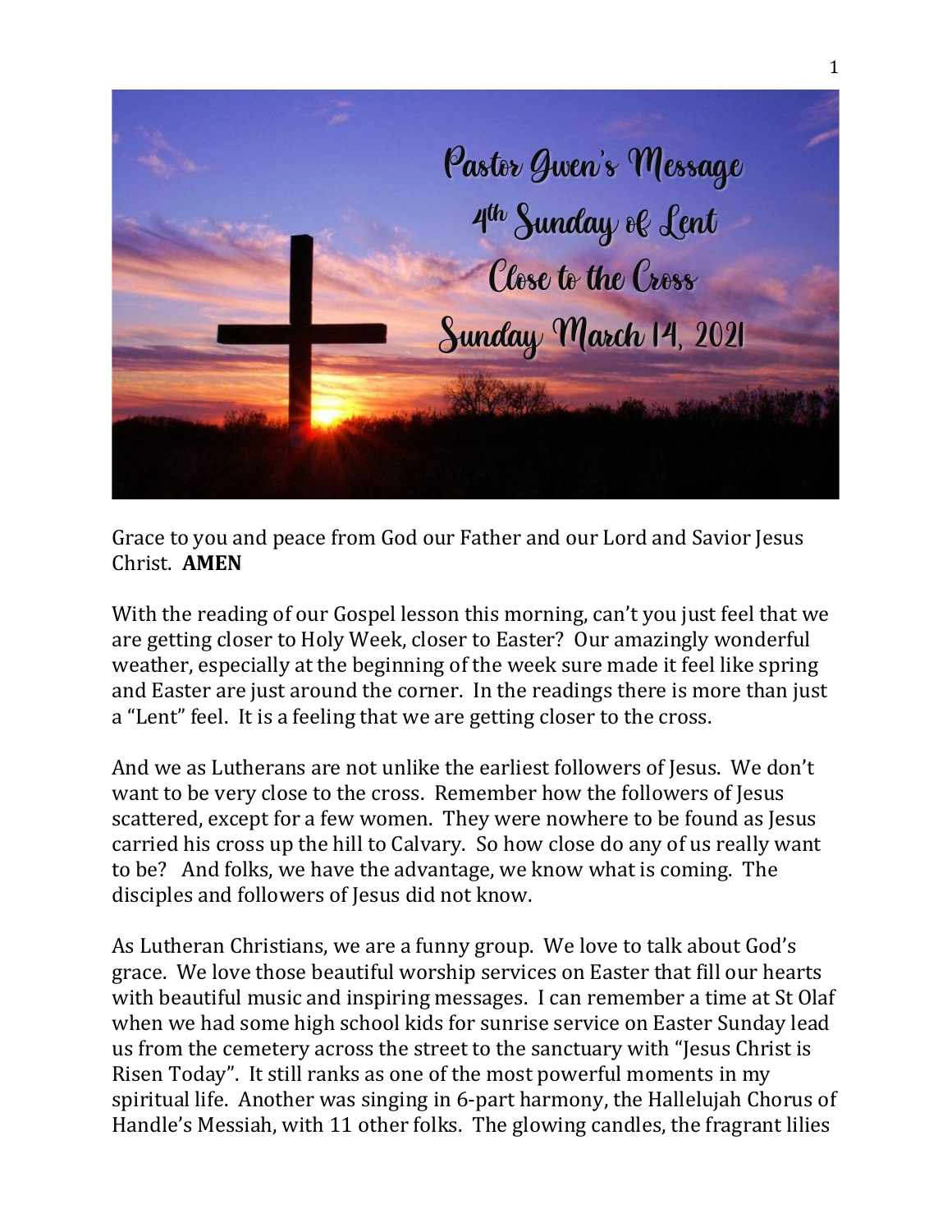# Pastor Gwen's Message
## 4th Sunday of Lent
## Close to the Cross
## Sunday March 14, 2021

Grace to you and peace from God our Father and our Lord and Savior Jesus Christ. **AMEN**

With the reading of our Gospel lesson this morning, can't you just feel that we are getting closer to Holy Week, closer to Easter? Our amazingly wonderful weather, especially at the beginning of the week sure made it feel like spring and Easter are just around the corner. In the readings there is more than just a "Lent" feel. It is a feeling that we are getting closer to the cross.

And we as Lutherans are not unlike the earliest followers of Jesus. We don't want to be very close to the cross. Remember how the followers of Jesus scattered, except for a few women. They were nowhere to be found as Jesus carried his cross up the hill to Calvary. So how close do any of us really want to be? And folks, we have the advantage, we know what is coming. The disciples and followers of Jesus did not know.

As Lutheran Christians, we are a funny group. We love to talk about God's grace. We love those beautiful worship services on Easter that fill our hearts with beautiful music and inspiring messages. I can remember a time at St Olaf when we had some high school kids for sunrise service on Easter Sunday lead us from the cemetery across the street to the sanctuary with "Jesus Christ is Risen Today". It still ranks as one of the most powerful moments in my spiritual life. Another was singing in 6-part harmony, the Hallelujah Chorus of Handle's Messiah, with 11 other folks. The glowing candles, the fragrant lilies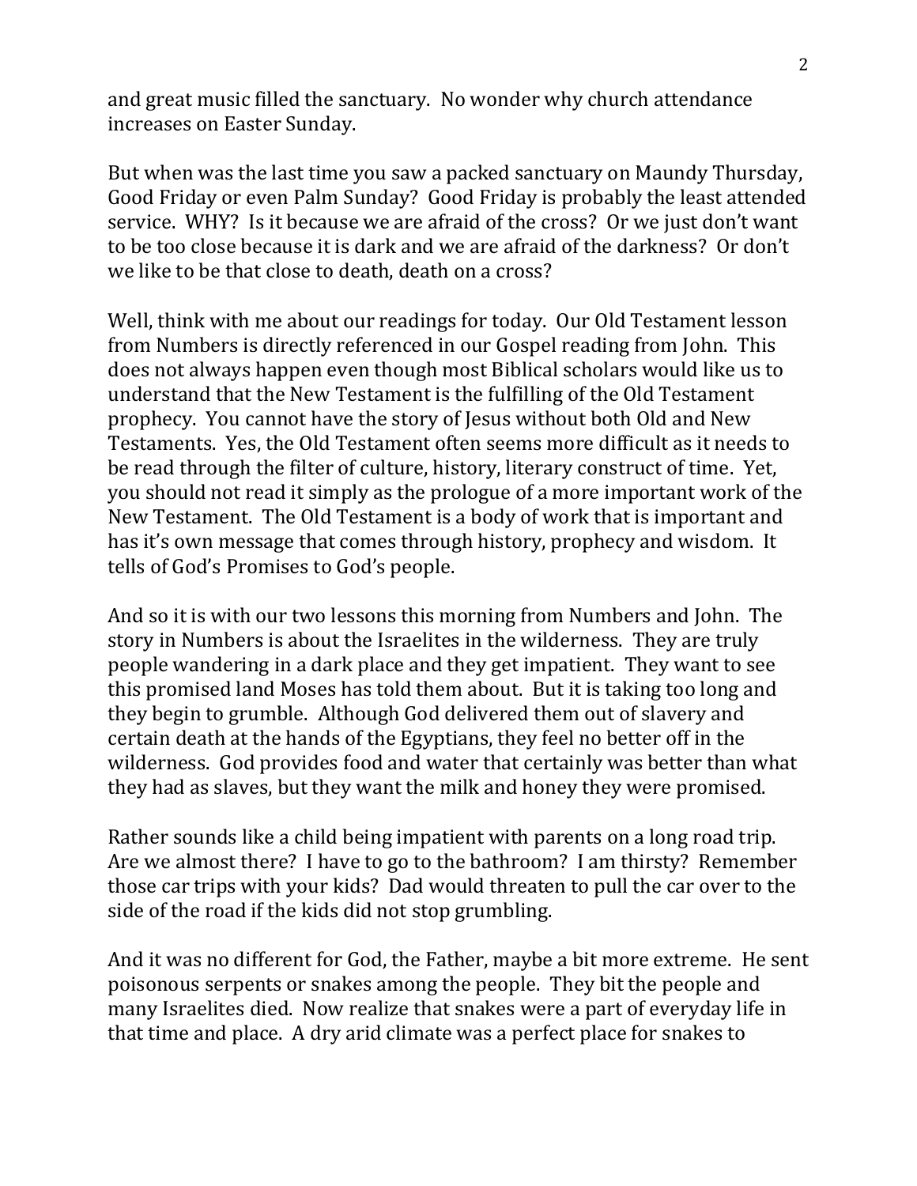and great music filled the sanctuary. No wonder why church attendance increases on Easter Sunday.

But when was the last time you saw a packed sanctuary on Maundy Thursday, Good Friday or even Palm Sunday? Good Friday is probably the least attended service. WHY? Is it because we are afraid of the cross? Or we just don't want to be too close because it is dark and we are afraid of the darkness? Or don't we like to be that close to death, death on a cross?

Well, think with me about our readings for today. Our Old Testament lesson from Numbers is directly referenced in our Gospel reading from John. This does not always happen even though most Biblical scholars would like us to understand that the New Testament is the fulfilling of the Old Testament prophecy. You cannot have the story of Jesus without both Old and New Testaments. Yes, the Old Testament often seems more difficult as it needs to be read through the filter of culture, history, literary construct of time. Yet, you should not read it simply as the prologue of a more important work of the New Testament. The Old Testament is a body of work that is important and has it's own message that comes through history, prophecy and wisdom. It tells of God's Promises to God's people.

And so it is with our two lessons this morning from Numbers and John. The story in Numbers is about the Israelites in the wilderness. They are truly people wandering in a dark place and they get impatient. They want to see this promised land Moses has told them about. But it is taking too long and they begin to grumble. Although God delivered them out of slavery and certain death at the hands of the Egyptians, they feel no better off in the wilderness. God provides food and water that certainly was better than what they had as slaves, but they want the milk and honey they were promised.

Rather sounds like a child being impatient with parents on a long road trip. Are we almost there? I have to go to the bathroom? I am thirsty? Remember those car trips with your kids? Dad would threaten to pull the car over to the side of the road if the kids did not stop grumbling.

And it was no different for God, the Father, maybe a bit more extreme. He sent poisonous serpents or snakes among the people. They bit the people and many Israelites died. Now realize that snakes were a part of everyday life in that time and place. A dry arid climate was a perfect place for snakes to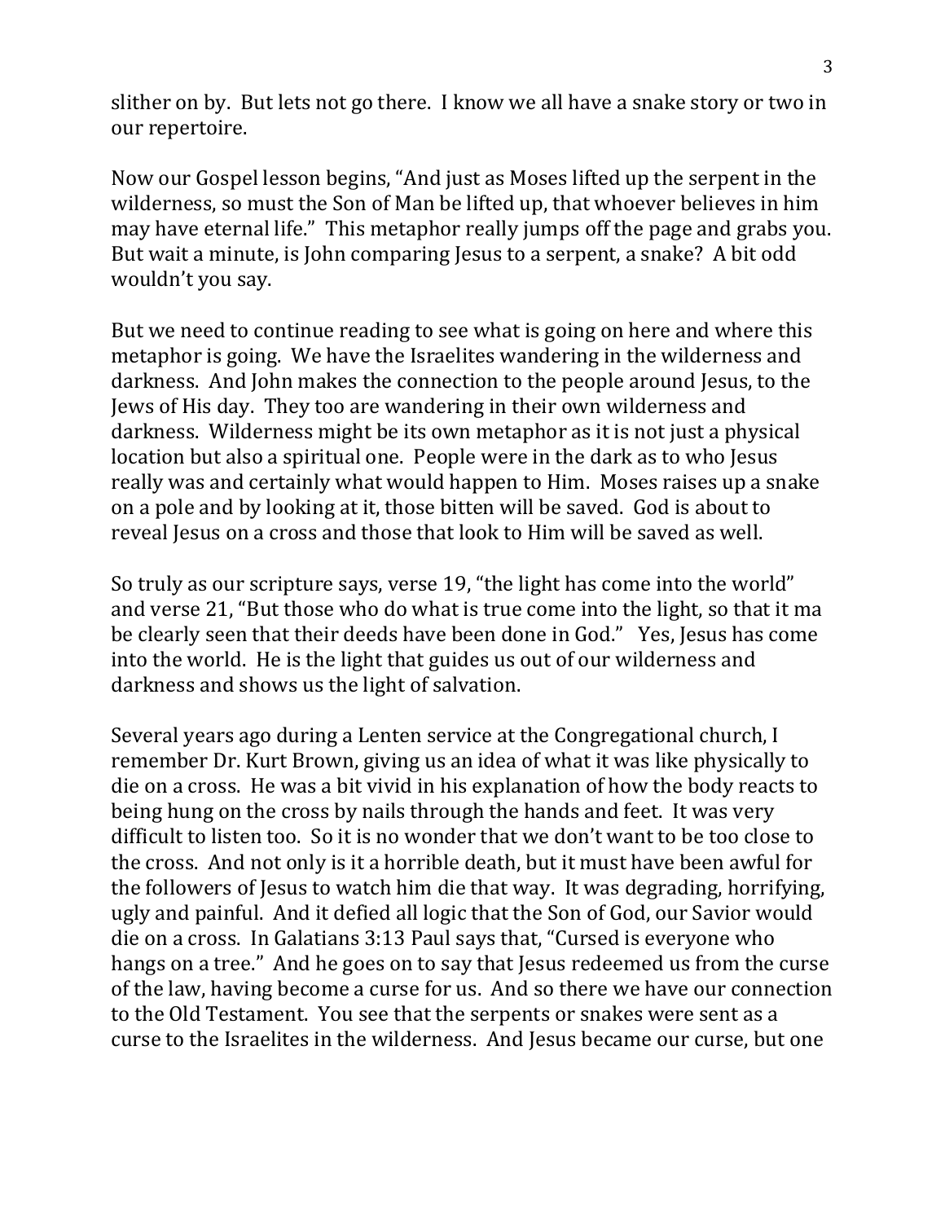slither on by. But lets not go there. I know we all have a snake story or two in our repertoire.

Now our Gospel lesson begins, "And just as Moses lifted up the serpent in the wilderness, so must the Son of Man be lifted up, that whoever believes in him may have eternal life." This metaphor really jumps off the page and grabs you. But wait a minute, is John comparing Jesus to a serpent, a snake? A bit odd wouldn't you say.

But we need to continue reading to see what is going on here and where this metaphor is going. We have the Israelites wandering in the wilderness and darkness. And John makes the connection to the people around Jesus, to the Jews of His day. They too are wandering in their own wilderness and darkness. Wilderness might be its own metaphor as it is not just a physical location but also a spiritual one. People were in the dark as to who Jesus really was and certainly what would happen to Him. Moses raises up a snake on a pole and by looking at it, those bitten will be saved. God is about to reveal Jesus on a cross and those that look to Him will be saved as well.

So truly as our scripture says, verse 19, "the light has come into the world" and verse 21, "But those who do what is true come into the light, so that it ma be clearly seen that their deeds have been done in God." Yes, Jesus has come into the world. He is the light that guides us out of our wilderness and darkness and shows us the light of salvation.

Several years ago during a Lenten service at the Congregational church, I remember Dr. Kurt Brown, giving us an idea of what it was like physically to die on a cross. He was a bit vivid in his explanation of how the body reacts to being hung on the cross by nails through the hands and feet. It was very difficult to listen too. So it is no wonder that we don't want to be too close to the cross. And not only is it a horrible death, but it must have been awful for the followers of Jesus to watch him die that way. It was degrading, horrifying, ugly and painful. And it defied all logic that the Son of God, our Savior would die on a cross. In Galatians 3:13 Paul says that, "Cursed is everyone who hangs on a tree." And he goes on to say that Jesus redeemed us from the curse of the law, having become a curse for us. And so there we have our connection to the Old Testament. You see that the serpents or snakes were sent as a curse to the Israelites in the wilderness. And Jesus became our curse, but one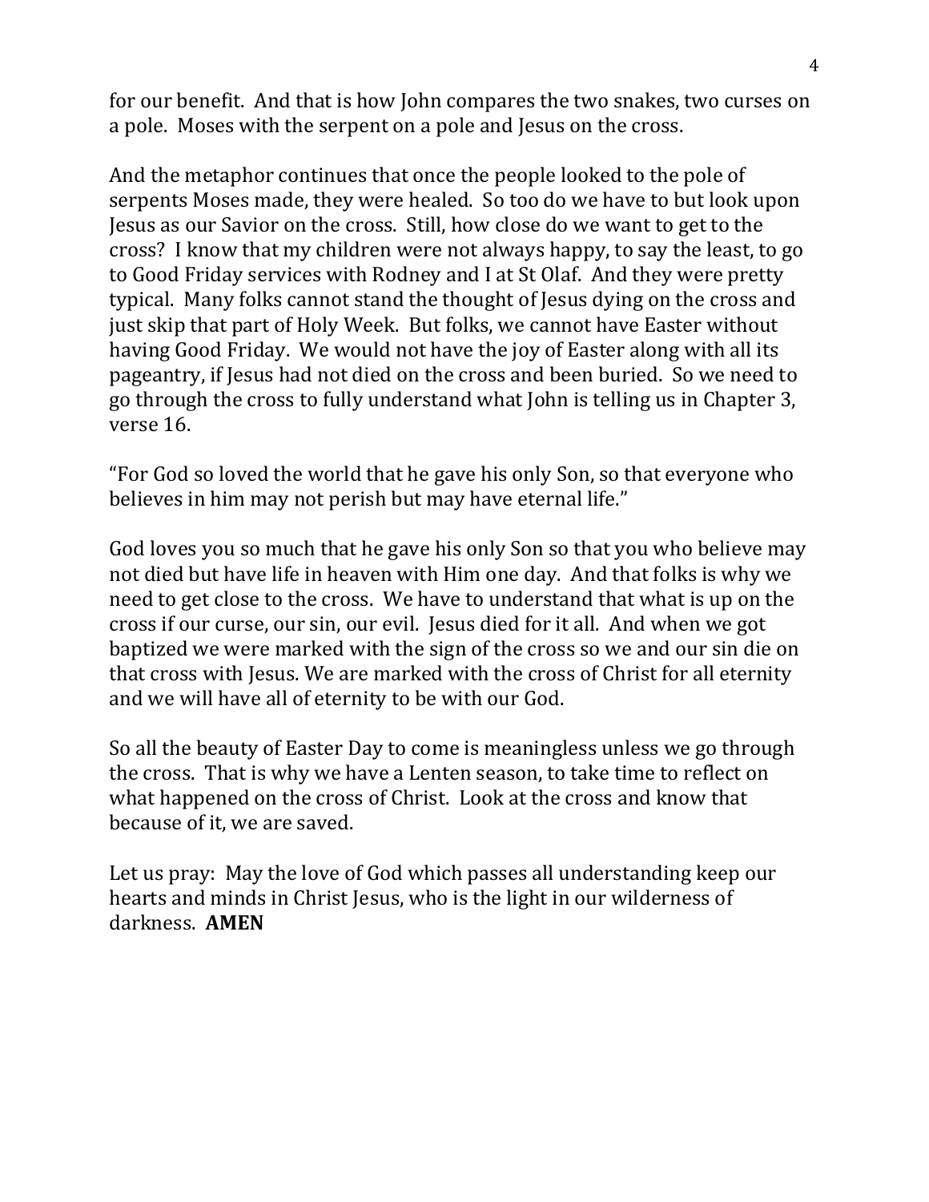for our benefit. And that is how John compares the two snakes, two curses on a pole. Moses with the serpent on a pole and Jesus on the cross.

And the metaphor continues that once the people looked to the pole of serpents Moses made, they were healed. So too do we have to but look upon Jesus as our Savior on the cross. Still, how close do we want to get to the cross? I know that my children were not always happy, to say the least, to go to Good Friday services with Rodney and I at St Olaf. And they were pretty typical. Many folks cannot stand the thought of Jesus dying on the cross and just skip that part of Holy Week. But folks, we cannot have Easter without having Good Friday. We would not have the joy of Easter along with all its pageantry, if Jesus had not died on the cross and been buried. So we need to go through the cross to fully understand what John is telling us in Chapter 3, verse 16.

"For God so loved the world that he gave his only Son, so that everyone who believes in him may not perish but may have eternal life."

God loves you so much that he gave his only Son so that you who believe may not died but have life in heaven with Him one day. And that folks is why we need to get close to the cross. We have to understand that what is up on the cross if our curse, our sin, our evil. Jesus died for it all. And when we got baptized we were marked with the sign of the cross so we and our sin die on that cross with Jesus. We are marked with the cross of Christ for all eternity and we will have all of eternity to be with our God.

So all the beauty of Easter Day to come is meaningless unless we go through the cross. That is why we have a Lenten season, to take time to reflect on what happened on the cross of Christ. Look at the cross and know that because of it, we are saved.

Let us pray: May the love of God which passes all understanding keep our hearts and minds in Christ Jesus, who is the light in our wilderness of darkness. **AMEN**